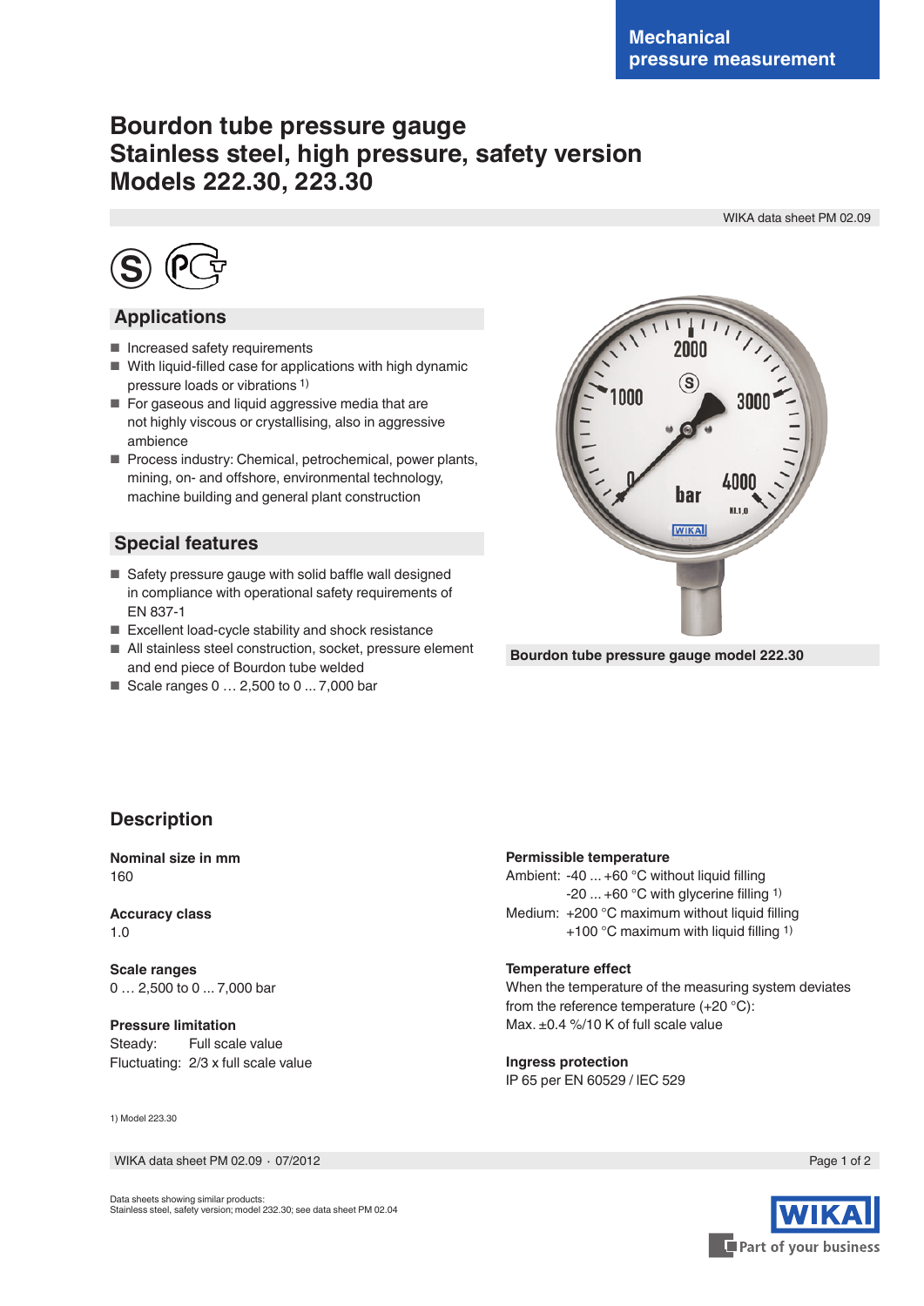Mechanical pressure measurement

# Bourdon tube pressure gauge
# Stainless steel, high pressure, safety version
# Models 222.30, 223.30

WIKA data sheet PM 02.09

## Applications

- Increased safety requirements
- With liquid-filled case for applications with high dynamic pressure loads or vibrations [1)]
- For gaseous and liquid aggressive media that are not highly viscous or crystallising, also in aggressive ambience
- Process industry: Chemical, petrochemical, power plants, mining, on- and offshore, environmental technology, machine building and general plant construction

## Special features

- Safety pressure gauge with solid baffle wall designed in compliance with operational safety requirements of EN 837-1
- Excellent load-cycle stability and shock resistance
- All stainless steel construction, socket, pressure element and end piece of Bourdon tube welded
- Scale ranges 0 … 2,500 to 0 ... 7,000 bar

**Bourdon tube pressure gauge model 222.30**

## Description

**Nominal size in mm**
160

**Accuracy class**
1.0

**Scale ranges**
0 … 2,500 to 0 ... 7,000 bar

**Pressure limitation**
Steady: Full scale value
Fluctuating: 2/3 x full scale value

**Permissible temperature**
Ambient: -40 ... +60 °C without liquid filling
-20 ... +60 °C with glycerine filling [1)]
Medium: +200 °C maximum without liquid filling
+100 °C maximum with liquid filling [1)]

**Temperature effect**
When the temperature of the measuring system deviates from the reference temperature (+20 °C):
Max. ±0.4 %/10 K of full scale value

**Ingress protection**
IP 65 per EN 60529 / IEC 529

1) Model 223.30

WIKA data sheet PM 02.09 · 07/2012

Data sheets showing similar products:
Stainless steel, safety version; model 232.30; see data sheet PM 02.04

WIKA Part of your business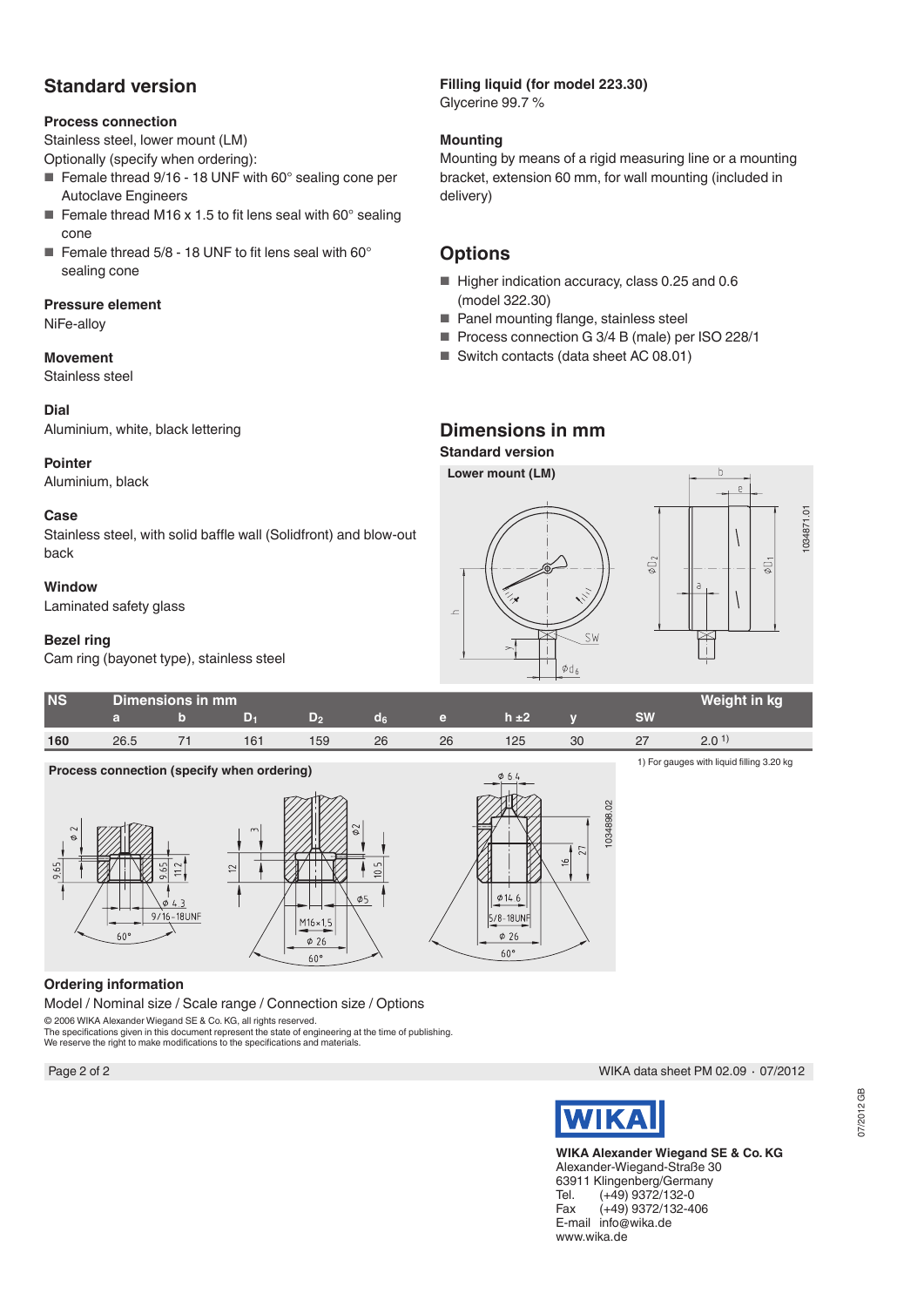## Standard version

### Process connection

Stainless steel, lower mount (LM)
Optionally (specify when ordering):

- Female thread 9/16 - 18 UNF with 60° sealing cone per Autoclave Engineers
- Female thread M16 x 1.5 to fit lens seal with 60° sealing cone
- Female thread 5/8 - 18 UNF to fit lens seal with 60° sealing cone

### Pressure element

NiFe-alloy

### Movement

Stainless steel

### Dial

Aluminium, white, black lettering

### Pointer

Aluminium, black

### Case

Stainless steel, with solid baffle wall (Solidfront) and blow-out back

### Window

Laminated safety glass

### Bezel ring

Cam ring (bayonet type), stainless steel

### Filling liquid (for model 223.30)

Glycerine 99.7 %

### Mounting

Mounting by means of a rigid measuring line or a mounting bracket, extension 60 mm, for wall mounting (included in delivery)

## Options

- Higher indication accuracy, class 0.25 and 0.6 (model 322.30)
- Panel mounting flange, stainless steel
- Process connection G 3/4 B (male) per ISO 228/1
- Switch contacts (data sheet AC 08.01)

## Dimensions in mm

### Standard version

**Lower mount (LM)**

1034871.01

| NS | Dimensions in mm | | | | | | | | | Weight in kg |
|---|---|---|---|---|---|---|---|---|---|---|
| | a | b | $D_1$ | $D_2$ | $d_6$ | e | h ±2 | y | SW | |
| **160** | 26.5 | 71 | 161 | 159 | 26 | 26 | 125 | 30 | 27 | 2.0 [1] |

1) For gauges with liquid filling 3.20 kg

**Process connection (specify when ordering)**

9/16-18UNF

M16×1.5

5/8-18UNF

1034898.02

## Ordering information

Model / Nominal size / Scale range / Connection size / Options

© 2006 WIKA Alexander Wiegand SE & Co. KG, all rights reserved.
The specifications given in this document represent the state of engineering at the time of publishing.
We reserve the right to make modifications to the specifications and materials.

**WIKA Alexander Wiegand SE & Co. KG**
Alexander-Wiegand-Straße 30
63911 Klingenberg/Germany
Tel. (+49) 9372/132-0
Fax (+49) 9372/132-406
E-mail info@wika.de
www.wika.de